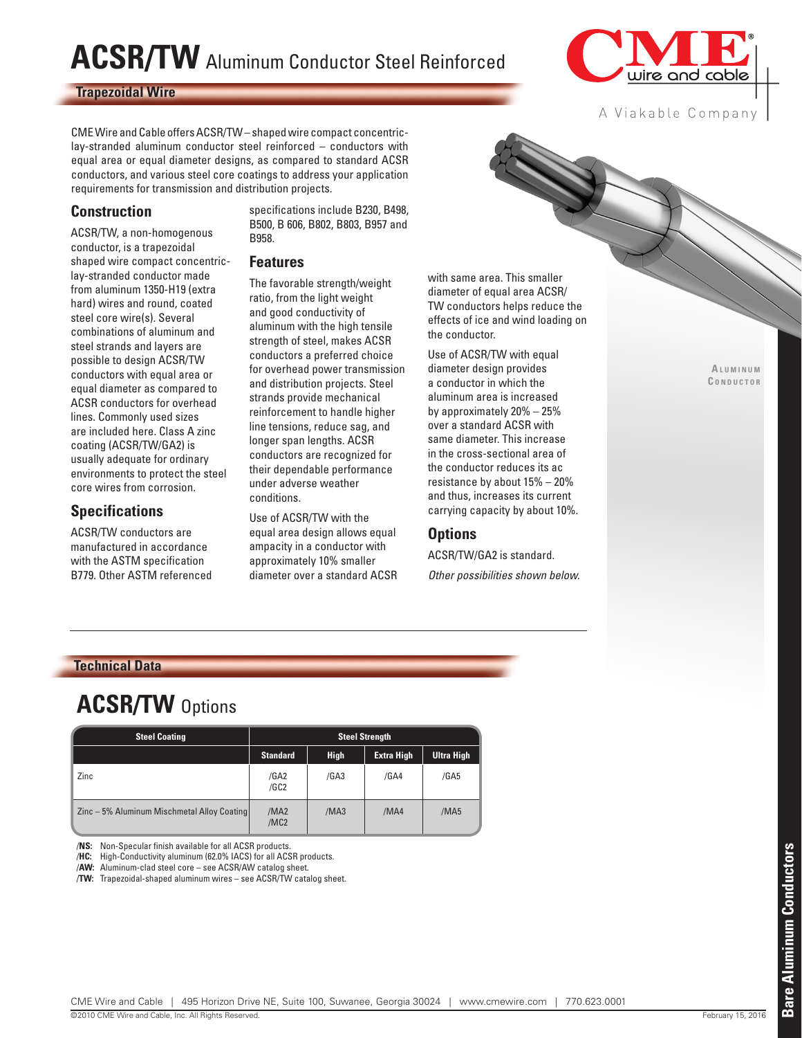# ACSR/TW Aluminum Conductor Steel Reinforced

**Trapezoidal Wire**

CME Wire and Cable offers ACSR/TW – shaped wire compact concentric-lay-stranded aluminum conductor steel reinforced – conductors with equal area or equal diameter designs, as compared to standard ACSR conductors, and various steel core coatings to address your application requirements for transmission and distribution projects.

## Construction

ACSR/TW, a non-homogenous conductor, is a trapezoidal shaped wire compact concentric-lay-stranded conductor made from aluminum 1350-H19 (extra hard) wires and round, coated steel core wire(s). Several combinations of aluminum and steel strands and layers are possible to design ACSR/TW conductors with equal area or equal diameter as compared to ACSR conductors for overhead lines. Commonly used sizes are included here. Class A zinc coating (ACSR/TW/GA2) is usually adequate for ordinary environments to protect the steel core wires from corrosion.

## Specifications

ACSR/TW conductors are manufactured in accordance with the ASTM specification B779. Other ASTM referenced specifications include B230, B498, B500, B 606, B802, B803, B957 and B958.

## Features

The favorable strength/weight ratio, from the light weight and good conductivity of aluminum with the high tensile strength of steel, makes ACSR conductors a preferred choice for overhead power transmission and distribution projects. Steel strands provide mechanical reinforcement to handle higher line tensions, reduce sag, and longer span lengths. ACSR conductors are recognized for their dependable performance under adverse weather conditions.

Use of ACSR/TW with the equal area design allows equal ampacity in a conductor with approximately 10% smaller diameter over a standard ACSR with same area. This smaller diameter of equal area ACSR/TW conductors helps reduce the effects of ice and wind loading on the conductor.

Use of ACSR/TW with equal diameter design provides a conductor in which the aluminum area is increased by approximately 20% – 25% over a standard ACSR with same diameter. This increase in the cross-sectional area of the conductor reduces its ac resistance by about 15% – 20% and thus, increases its current carrying capacity by about 10%.

## Options

ACSR/TW/GA2 is standard.

*Other possibilities shown below.*

**Technical Data**

# ACSR/TW Options

| Steel Coating | Steel Strength | | | |
|---|---|---|---|---|
| | Standard | High | Extra High | Ultra High |
| Zinc | /GA2 /GC2 | /GA3 | /GA4 | /GA5 |
| Zinc – 5% Aluminum Mischmetal Alloy Coating | /MA2 /MC2 | /MA3 | /MA4 | /MA5 |

**/NS:** Non-Specular finish available for all ACSR products.
**/HC:** High-Conductivity aluminum (62.0% IACS) for all ACSR products.
**/AW:** Aluminum-clad steel core – see ACSR/AW catalog sheet.
**/TW:** Trapezoidal-shaped aluminum wires – see ACSR/TW catalog sheet.

CME Wire and Cable | 495 Horizon Drive NE, Suite 100, Suwanee, Georgia 30024 | www.cmewire.com | 770.623.0001

©2010 CME Wire and Cable, Inc. All Rights Reserved. February 15, 2016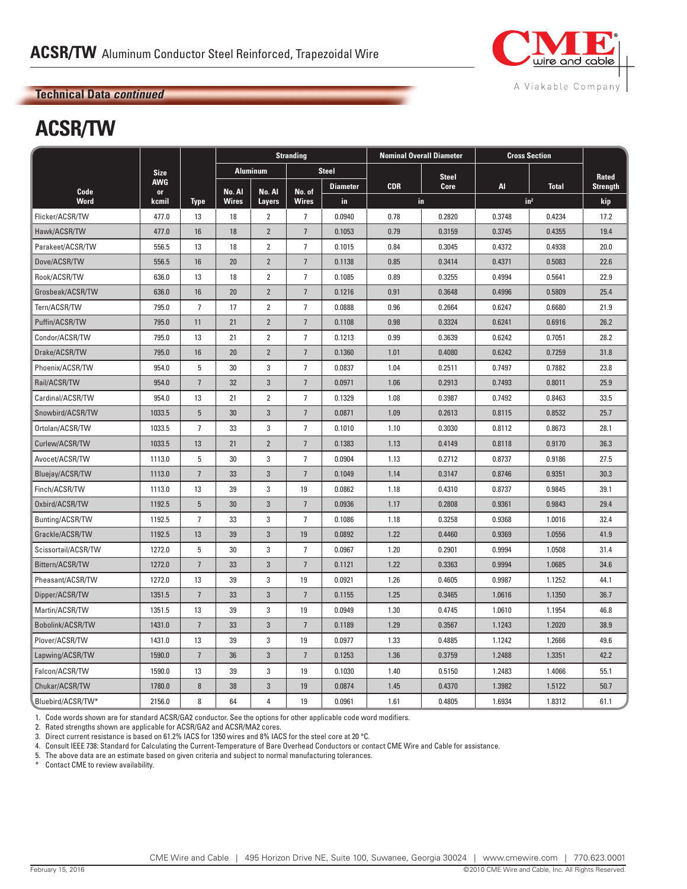# ACSR/TW Aluminum Conductor Steel Reinforced, Trapezoidal Wire

**Technical Data *continued***

## ACSR/TW

| Code Word | Size AWG or kcmil | Type | Stranding | | | | Nominal Overall Diameter | | Cross Section | | Rated Strength |
|---|---|---|---|---|---|---|---|---|---|---|---|
| | | | Aluminum | | Steel | | | | | | |
| | | | No. Al Wires | No. Al Layers | No. of Wires | Diameter | CDR | Steel Core | Al | Total | |
| | | | | | | in | in | | in² | | kip |
| Flicker/ACSR/TW | 477.0 | 13 | 18 | 2 | 7 | 0.0940 | 0.78 | 0.2820 | 0.3748 | 0.4234 | 17.2 |
| Hawk/ACSR/TW | 477.0 | 16 | 18 | 2 | 7 | 0.1053 | 0.79 | 0.3159 | 0.3745 | 0.4355 | 19.4 |
| Parakeet/ACSR/TW | 556.5 | 13 | 18 | 2 | 7 | 0.1015 | 0.84 | 0.3045 | 0.4372 | 0.4938 | 20.0 |
| Dove/ACSR/TW | 556.5 | 16 | 20 | 2 | 7 | 0.1138 | 0.85 | 0.3414 | 0.4371 | 0.5083 | 22.6 |
| Rook/ACSR/TW | 636.0 | 13 | 18 | 2 | 7 | 0.1085 | 0.89 | 0.3255 | 0.4994 | 0.5641 | 22.9 |
| Grosbeak/ACSR/TW | 636.0 | 16 | 20 | 2 | 7 | 0.1216 | 0.91 | 0.3648 | 0.4996 | 0.5809 | 25.4 |
| Tern/ACSR/TW | 795.0 | 7 | 17 | 2 | 7 | 0.0888 | 0.96 | 0.2664 | 0.6247 | 0.6680 | 21.9 |
| Puffin/ACSR/TW | 795.0 | 11 | 21 | 2 | 7 | 0.1108 | 0.98 | 0.3324 | 0.6241 | 0.6916 | 26.2 |
| Condor/ACSR/TW | 795.0 | 13 | 21 | 2 | 7 | 0.1213 | 0.99 | 0.3639 | 0.6242 | 0.7051 | 28.2 |
| Drake/ACSR/TW | 795.0 | 16 | 20 | 2 | 7 | 0.1360 | 1.01 | 0.4080 | 0.6242 | 0.7259 | 31.8 |
| Phoenix/ACSR/TW | 954.0 | 5 | 30 | 3 | 7 | 0.0837 | 1.04 | 0.2511 | 0.7497 | 0.7882 | 23.8 |
| Rail/ACSR/TW | 954.0 | 7 | 32 | 3 | 7 | 0.0971 | 1.06 | 0.2913 | 0.7493 | 0.8011 | 25.9 |
| Cardinal/ACSR/TW | 954.0 | 13 | 21 | 2 | 7 | 0.1329 | 1.08 | 0.3987 | 0.7492 | 0.8463 | 33.5 |
| Snowbird/ACSR/TW | 1033.5 | 5 | 30 | 3 | 7 | 0.0871 | 1.09 | 0.2613 | 0.8115 | 0.8532 | 25.7 |
| Ortolan/ACSR/TW | 1033.5 | 7 | 33 | 3 | 7 | 0.1010 | 1.10 | 0.3030 | 0.8112 | 0.8673 | 28.1 |
| Curlew/ACSR/TW | 1033.5 | 13 | 21 | 2 | 7 | 0.1383 | 1.13 | 0.4149 | 0.8118 | 0.9170 | 36.3 |
| Avocet/ACSR/TW | 1113.0 | 5 | 30 | 3 | 7 | 0.0904 | 1.13 | 0.2712 | 0.8737 | 0.9186 | 27.5 |
| Bluejay/ACSR/TW | 1113.0 | 7 | 33 | 3 | 7 | 0.1049 | 1.14 | 0.3147 | 0.8746 | 0.9351 | 30.3 |
| Finch/ACSR/TW | 1113.0 | 13 | 39 | 3 | 19 | 0.0862 | 1.18 | 0.4310 | 0.8737 | 0.9845 | 39.1 |
| Oxbird/ACSR/TW | 1192.5 | 5 | 30 | 3 | 7 | 0.0936 | 1.17 | 0.2808 | 0.9361 | 0.9843 | 29.4 |
| Bunting/ACSR/TW | 1192.5 | 7 | 33 | 3 | 7 | 0.1086 | 1.18 | 0.3258 | 0.9368 | 1.0016 | 32.4 |
| Grackle/ACSR/TW | 1192.5 | 13 | 39 | 3 | 19 | 0.0892 | 1.22 | 0.4460 | 0.9369 | 1.0556 | 41.9 |
| Scissortail/ACSR/TW | 1272.0 | 5 | 30 | 3 | 7 | 0.0967 | 1.20 | 0.2901 | 0.9994 | 1.0508 | 31.4 |
| Bittern/ACSR/TW | 1272.0 | 7 | 33 | 3 | 7 | 0.1121 | 1.22 | 0.3363 | 0.9994 | 1.0685 | 34.6 |
| Pheasant/ACSR/TW | 1272.0 | 13 | 39 | 3 | 19 | 0.0921 | 1.26 | 0.4605 | 0.9987 | 1.1252 | 44.1 |
| Dipper/ACSR/TW | 1351.5 | 7 | 33 | 3 | 7 | 0.1155 | 1.25 | 0.3465 | 1.0616 | 1.1350 | 36.7 |
| Martin/ACSR/TW | 1351.5 | 13 | 39 | 3 | 19 | 0.0949 | 1.30 | 0.4745 | 1.0610 | 1.1954 | 46.8 |
| Bobolink/ACSR/TW | 1431.0 | 7 | 33 | 3 | 7 | 0.1189 | 1.29 | 0.3567 | 1.1243 | 1.2020 | 38.9 |
| Plover/ACSR/TW | 1431.0 | 13 | 39 | 3 | 19 | 0.0977 | 1.33 | 0.4885 | 1.1242 | 1.2666 | 49.6 |
| Lapwing/ACSR/TW | 1590.0 | 7 | 36 | 3 | 7 | 0.1253 | 1.36 | 0.3759 | 1.2488 | 1.3351 | 42.2 |
| Falcon/ACSR/TW | 1590.0 | 13 | 39 | 3 | 19 | 0.1030 | 1.40 | 0.5150 | 1.2483 | 1.4066 | 55.1 |
| Chukar/ACSR/TW | 1780.0 | 8 | 38 | 3 | 19 | 0.0874 | 1.45 | 0.4370 | 1.3982 | 1.5122 | 50.7 |
| Bluebird/ACSR/TW* | 2156.0 | 8 | 64 | 4 | 19 | 0.0961 | 1.61 | 0.4805 | 1.6934 | 1.8312 | 61.1 |

1. Code words shown are for standard ACSR/GA2 conductor. See the options for other applicable code word modifiers.
2. Rated strengths shown are applicable for ACSR/GA2 and ACSR/MA2 cores.
3. Direct current resistance is based on 61.2% IACS for 1350 wires and 8% IACS for the steel core at 20 °C.
4. Consult IEEE 738: Standard for Calculating the Current-Temperature of Bare Overhead Conductors or contact CME Wire and Cable for assistance.
5. The above data are an estimate based on given criteria and subject to normal manufacturing tolerances.

\* Contact CME to review availability.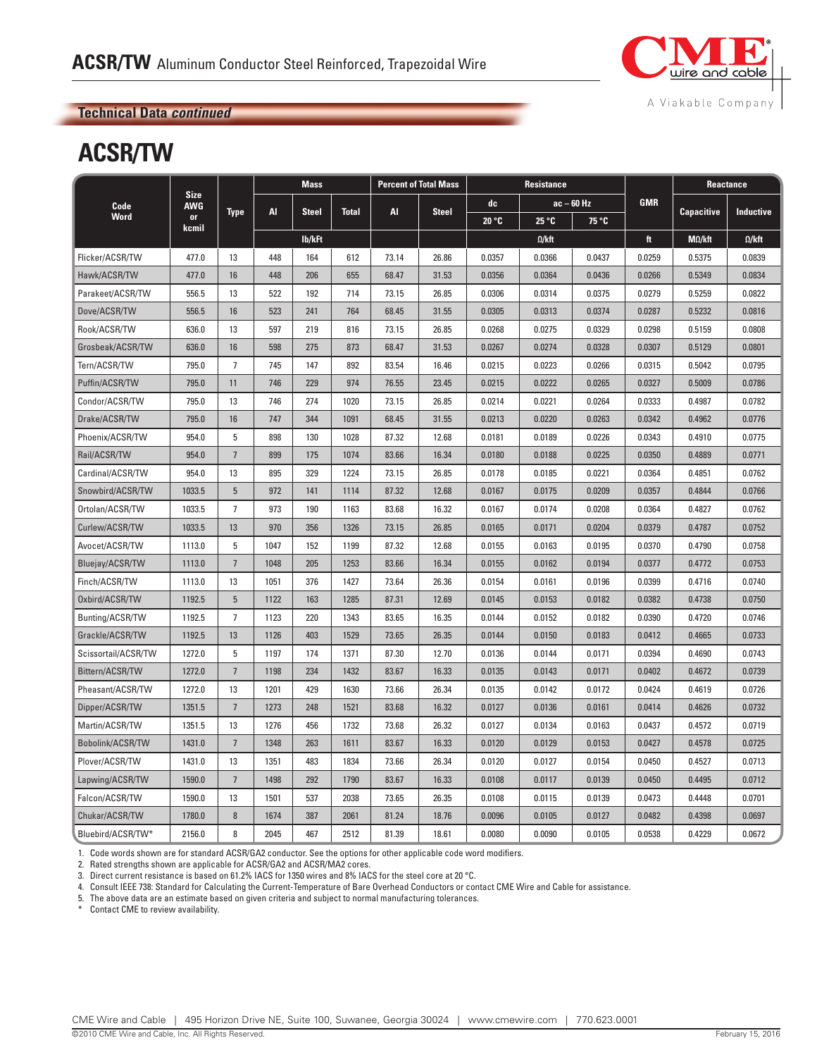# ACSR/TW Aluminum Conductor Steel Reinforced, Trapezoidal Wire

**Technical Data *continued***

## ACSR/TW

| Code Word | Size AWG or kcmil | Type | Mass | | | Percent of Total Mass | | Resistance | | | GMR | Reactance | |
|---|---|---|---|---|---|---|---|---|---|---|---|---|---|
| | | | Al | Steel | Total | Al | Steel | dc | ac – 60 Hz | | | Capacitive | Inductive |
| | | | | | | | | 20 °C | 25 °C | 75 °C | | | |
| | | | | lb/kFt | | | | | Ω/kft | | ft | MΩ/kft | Ω/kft |
| Flicker/ACSR/TW | 477.0 | 13 | 448 | 164 | 612 | 73.14 | 26.86 | 0.0357 | 0.0366 | 0.0437 | 0.0259 | 0.5375 | 0.0839 |
| Hawk/ACSR/TW | 477.0 | 16 | 448 | 206 | 655 | 68.47 | 31.53 | 0.0356 | 0.0364 | 0.0436 | 0.0266 | 0.5349 | 0.0834 |
| Parakeet/ACSR/TW | 556.5 | 13 | 522 | 192 | 714 | 73.15 | 26.85 | 0.0306 | 0.0314 | 0.0375 | 0.0279 | 0.5259 | 0.0822 |
| Dove/ACSR/TW | 556.5 | 16 | 523 | 241 | 764 | 68.45 | 31.55 | 0.0305 | 0.0313 | 0.0374 | 0.0287 | 0.5232 | 0.0816 |
| Rook/ACSR/TW | 636.0 | 13 | 597 | 219 | 816 | 73.15 | 26.85 | 0.0268 | 0.0275 | 0.0329 | 0.0298 | 0.5159 | 0.0808 |
| Grosbeak/ACSR/TW | 636.0 | 16 | 598 | 275 | 873 | 68.47 | 31.53 | 0.0267 | 0.0274 | 0.0328 | 0.0307 | 0.5129 | 0.0801 |
| Tern/ACSR/TW | 795.0 | 7 | 745 | 147 | 892 | 83.54 | 16.46 | 0.0215 | 0.0223 | 0.0266 | 0.0315 | 0.5042 | 0.0795 |
| Puffin/ACSR/TW | 795.0 | 11 | 746 | 229 | 974 | 76.55 | 23.45 | 0.0215 | 0.0222 | 0.0265 | 0.0327 | 0.5009 | 0.0786 |
| Condor/ACSR/TW | 795.0 | 13 | 746 | 274 | 1020 | 73.15 | 26.85 | 0.0214 | 0.0221 | 0.0264 | 0.0333 | 0.4987 | 0.0782 |
| Drake/ACSR/TW | 795.0 | 16 | 747 | 344 | 1091 | 68.45 | 31.55 | 0.0213 | 0.0220 | 0.0263 | 0.0342 | 0.4962 | 0.0776 |
| Phoenix/ACSR/TW | 954.0 | 5 | 898 | 130 | 1028 | 87.32 | 12.68 | 0.0181 | 0.0189 | 0.0226 | 0.0343 | 0.4910 | 0.0775 |
| Rail/ACSR/TW | 954.0 | 7 | 899 | 175 | 1074 | 83.66 | 16.34 | 0.0180 | 0.0188 | 0.0225 | 0.0350 | 0.4889 | 0.0771 |
| Cardinal/ACSR/TW | 954.0 | 13 | 895 | 329 | 1224 | 73.15 | 26.85 | 0.0178 | 0.0185 | 0.0221 | 0.0364 | 0.4851 | 0.0762 |
| Snowbird/ACSR/TW | 1033.5 | 5 | 972 | 141 | 1114 | 87.32 | 12.68 | 0.0167 | 0.0175 | 0.0209 | 0.0357 | 0.4844 | 0.0766 |
| Ortolan/ACSR/TW | 1033.5 | 7 | 973 | 190 | 1163 | 83.68 | 16.32 | 0.0167 | 0.0174 | 0.0208 | 0.0364 | 0.4827 | 0.0762 |
| Curlew/ACSR/TW | 1033.5 | 13 | 970 | 356 | 1326 | 73.15 | 26.85 | 0.0165 | 0.0171 | 0.0204 | 0.0379 | 0.4787 | 0.0752 |
| Avocet/ACSR/TW | 1113.0 | 5 | 1047 | 152 | 1199 | 87.32 | 12.68 | 0.0155 | 0.0163 | 0.0195 | 0.0370 | 0.4790 | 0.0758 |
| Bluejay/ACSR/TW | 1113.0 | 7 | 1048 | 205 | 1253 | 83.66 | 16.34 | 0.0155 | 0.0162 | 0.0194 | 0.0377 | 0.4772 | 0.0753 |
| Finch/ACSR/TW | 1113.0 | 13 | 1051 | 376 | 1427 | 73.64 | 26.36 | 0.0154 | 0.0161 | 0.0196 | 0.0399 | 0.4716 | 0.0740 |
| Oxbird/ACSR/TW | 1192.5 | 5 | 1122 | 163 | 1285 | 87.31 | 12.69 | 0.0145 | 0.0153 | 0.0182 | 0.0382 | 0.4738 | 0.0750 |
| Bunting/ACSR/TW | 1192.5 | 7 | 1123 | 220 | 1343 | 83.65 | 16.35 | 0.0144 | 0.0152 | 0.0182 | 0.0390 | 0.4720 | 0.0746 |
| Grackle/ACSR/TW | 1192.5 | 13 | 1126 | 403 | 1529 | 73.65 | 26.35 | 0.0144 | 0.0150 | 0.0183 | 0.0412 | 0.4665 | 0.0733 |
| Scissortail/ACSR/TW | 1272.0 | 5 | 1197 | 174 | 1371 | 87.30 | 12.70 | 0.0136 | 0.0144 | 0.0171 | 0.0394 | 0.4690 | 0.0743 |
| Bittern/ACSR/TW | 1272.0 | 7 | 1198 | 234 | 1432 | 83.67 | 16.33 | 0.0135 | 0.0143 | 0.0171 | 0.0402 | 0.4672 | 0.0739 |
| Pheasant/ACSR/TW | 1272.0 | 13 | 1201 | 429 | 1630 | 73.66 | 26.34 | 0.0135 | 0.0142 | 0.0172 | 0.0424 | 0.4619 | 0.0726 |
| Dipper/ACSR/TW | 1351.5 | 7 | 1273 | 248 | 1521 | 83.68 | 16.32 | 0.0127 | 0.0136 | 0.0161 | 0.0414 | 0.4626 | 0.0732 |
| Martin/ACSR/TW | 1351.5 | 13 | 1276 | 456 | 1732 | 73.68 | 26.32 | 0.0127 | 0.0134 | 0.0163 | 0.0437 | 0.4572 | 0.0719 |
| Bobolink/ACSR/TW | 1431.0 | 7 | 1348 | 263 | 1611 | 83.67 | 16.33 | 0.0120 | 0.0129 | 0.0153 | 0.0427 | 0.4578 | 0.0725 |
| Plover/ACSR/TW | 1431.0 | 13 | 1351 | 483 | 1834 | 73.66 | 26.34 | 0.0120 | 0.0127 | 0.0154 | 0.0450 | 0.4527 | 0.0713 |
| Lapwing/ACSR/TW | 1590.0 | 7 | 1498 | 292 | 1790 | 83.67 | 16.33 | 0.0108 | 0.0117 | 0.0139 | 0.0450 | 0.4495 | 0.0712 |
| Falcon/ACSR/TW | 1590.0 | 13 | 1501 | 537 | 2038 | 73.65 | 26.35 | 0.0108 | 0.0115 | 0.0139 | 0.0473 | 0.4448 | 0.0701 |
| Chukar/ACSR/TW | 1780.0 | 8 | 1674 | 387 | 2061 | 81.24 | 18.76 | 0.0096 | 0.0105 | 0.0127 | 0.0482 | 0.4398 | 0.0697 |
| Bluebird/ACSR/TW* | 2156.0 | 8 | 2045 | 467 | 2512 | 81.39 | 18.61 | 0.0080 | 0.0090 | 0.0105 | 0.0538 | 0.4229 | 0.0672 |

1. Code words shown are for standard ACSR/GA2 conductor. See the options for other applicable code word modifiers.
2. Rated strengths shown are applicable for ACSR/GA2 and ACSR/MA2 cores.
3. Direct current resistance is based on 61.2% IACS for 1350 wires and 8% IACS for the steel core at 20 °C.
4. Consult IEEE 738: Standard for Calculating the Current-Temperature of Bare Overhead Conductors or contact CME Wire and Cable for assistance.
5. The above data are an estimate based on given criteria and subject to normal manufacturing tolerances.

\* Contact CME to review availability.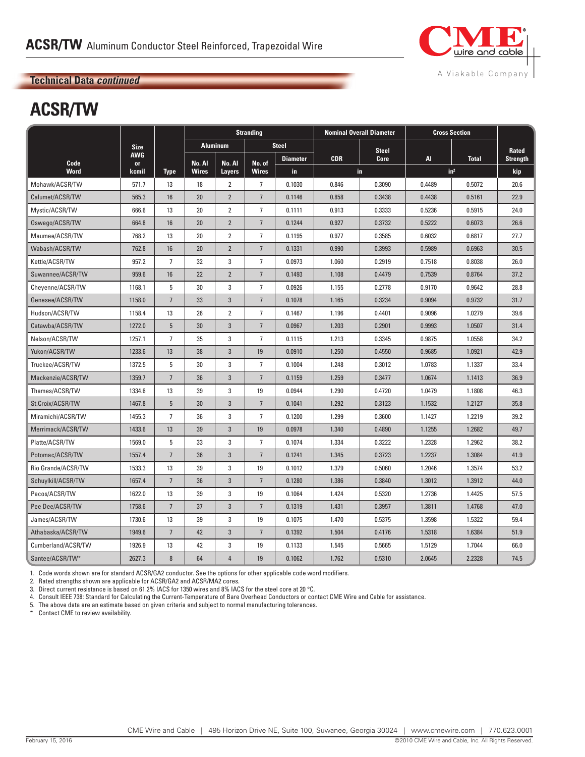# ACSR/TW Aluminum Conductor Steel Reinforced, Trapezoidal Wire

**Technical Data *continued***

## ACSR/TW

| Code Word | Size AWG or kcmil | Type | Stranding | | | | | Nominal Overall Diameter | | Cross Section | | Rated Strength |
|---|---|---|---|---|---|---|---|---|---|---|---|---|
| | | | Aluminum | | Steel | | | | | | | |
| | | | No. Al Wires | No. Al Layers | No. of Wires | Diameter | | CDR | Steel Core | Al | Total | |
| | | | | | | in | | in | | in² | | kip |
| Mohawk/ACSR/TW | 571.7 | 13 | 18 | 2 | 7 | 0.1030 | | 0.846 | 0.3090 | 0.4489 | 0.5072 | 20.6 |
| Calumet/ACSR/TW | 565.3 | 16 | 20 | 2 | 7 | 0.1146 | | 0.858 | 0.3438 | 0.4438 | 0.5161 | 22.9 |
| Mystic/ACSR/TW | 666.6 | 13 | 20 | 2 | 7 | 0.1111 | | 0.913 | 0.3333 | 0.5236 | 0.5915 | 24.0 |
| Oswego/ACSR/TW | 664.8 | 16 | 20 | 2 | 7 | 0.1244 | | 0.927 | 0.3732 | 0.5222 | 0.6073 | 26.6 |
| Maumee/ACSR/TW | 768.2 | 13 | 20 | 2 | 7 | 0.1195 | | 0.977 | 0.3585 | 0.6032 | 0.6817 | 27.7 |
| Wabash/ACSR/TW | 762.8 | 16 | 20 | 2 | 7 | 0.1331 | | 0.990 | 0.3993 | 0.5989 | 0.6963 | 30.5 |
| Kettle/ACSR/TW | 957.2 | 7 | 32 | 3 | 7 | 0.0973 | | 1.060 | 0.2919 | 0.7518 | 0.8038 | 26.0 |
| Suwannee/ACSR/TW | 959.6 | 16 | 22 | 2 | 7 | 0.1493 | | 1.108 | 0.4479 | 0.7539 | 0.8764 | 37.2 |
| Cheyenne/ACSR/TW | 1168.1 | 5 | 30 | 3 | 7 | 0.0926 | | 1.155 | 0.2778 | 0.9170 | 0.9642 | 28.8 |
| Genesee/ACSR/TW | 1158.0 | 7 | 33 | 3 | 7 | 0.1078 | | 1.165 | 0.3234 | 0.9094 | 0.9732 | 31.7 |
| Hudson/ACSR/TW | 1158.4 | 13 | 26 | 2 | 7 | 0.1467 | | 1.196 | 0.4401 | 0.9096 | 1.0279 | 39.6 |
| Catawba/ACSR/TW | 1272.0 | 5 | 30 | 3 | 7 | 0.0967 | | 1.203 | 0.2901 | 0.9993 | 1.0507 | 31.4 |
| Nelson/ACSR/TW | 1257.1 | 7 | 35 | 3 | 7 | 0.1115 | | 1.213 | 0.3345 | 0.9875 | 1.0558 | 34.2 |
| Yukon/ACSR/TW | 1233.6 | 13 | 38 | 3 | 19 | 0.0910 | | 1.250 | 0.4550 | 0.9685 | 1.0921 | 42.9 |
| Truckee/ACSR/TW | 1372.5 | 5 | 30 | 3 | 7 | 0.1004 | | 1.248 | 0.3012 | 1.0783 | 1.1337 | 33.4 |
| Mackenzie/ACSR/TW | 1359.7 | 7 | 36 | 3 | 7 | 0.1159 | | 1.259 | 0.3477 | 1.0674 | 1.1413 | 36.9 |
| Thames/ACSR/TW | 1334.6 | 13 | 39 | 3 | 19 | 0.0944 | | 1.290 | 0.4720 | 1.0479 | 1.1808 | 46.3 |
| St.Croix/ACSR/TW | 1467.8 | 5 | 30 | 3 | 7 | 0.1041 | | 1.292 | 0.3123 | 1.1532 | 1.2127 | 35.8 |
| Miramichi/ACSR/TW | 1455.3 | 7 | 36 | 3 | 7 | 0.1200 | | 1.299 | 0.3600 | 1.1427 | 1.2219 | 39.2 |
| Merrimack/ACSR/TW | 1433.6 | 13 | 39 | 3 | 19 | 0.0978 | | 1.340 | 0.4890 | 1.1255 | 1.2682 | 49.7 |
| Platte/ACSR/TW | 1569.0 | 5 | 33 | 3 | 7 | 0.1074 | | 1.334 | 0.3222 | 1.2328 | 1.2962 | 38.2 |
| Potomac/ACSR/TW | 1557.4 | 7 | 36 | 3 | 7 | 0.1241 | | 1.345 | 0.3723 | 1.2237 | 1.3084 | 41.9 |
| Rio Grande/ACSR/TW | 1533.3 | 13 | 39 | 3 | 19 | 0.1012 | | 1.379 | 0.5060 | 1.2046 | 1.3574 | 53.2 |
| Schuylkill/ACSR/TW | 1657.4 | 7 | 36 | 3 | 7 | 0.1280 | | 1.386 | 0.3840 | 1.3012 | 1.3912 | 44.0 |
| Pecos/ACSR/TW | 1622.0 | 13 | 39 | 3 | 19 | 0.1064 | | 1.424 | 0.5320 | 1.2736 | 1.4425 | 57.5 |
| Pee Dee/ACSR/TW | 1758.6 | 7 | 37 | 3 | 7 | 0.1319 | | 1.431 | 0.3957 | 1.3811 | 1.4768 | 47.0 |
| James/ACSR/TW | 1730.6 | 13 | 39 | 3 | 19 | 0.1075 | | 1.470 | 0.5375 | 1.3598 | 1.5322 | 59.4 |
| Athabaska/ACSR/TW | 1949.6 | 7 | 42 | 3 | 7 | 0.1392 | | 1.504 | 0.4176 | 1.5318 | 1.6384 | 51.9 |
| Cumberland/ACSR/TW | 1926.9 | 13 | 42 | 3 | 19 | 0.1133 | | 1.545 | 0.5665 | 1.5129 | 1.7044 | 66.0 |
| Santee/ACSR/TW* | 2627.3 | 8 | 64 | 4 | 19 | 0.1062 | | 1.762 | 0.5310 | 2.0645 | 2.2328 | 74.5 |

1. Code words shown are for standard ACSR/GA2 conductor. See the options for other applicable code word modifiers.
2. Rated strengths shown are applicable for ACSR/GA2 and ACSR/MA2 cores.
3. Direct current resistance is based on 61.2% IACS for 1350 wires and 8% IACS for the steel core at 20 °C.
4. Consult IEEE 738: Standard for Calculating the Current-Temperature of Bare Overhead Conductors or contact CME Wire and Cable for assistance.
5. The above data are an estimate based on given criteria and subject to normal manufacturing tolerances.

\* Contact CME to review availability.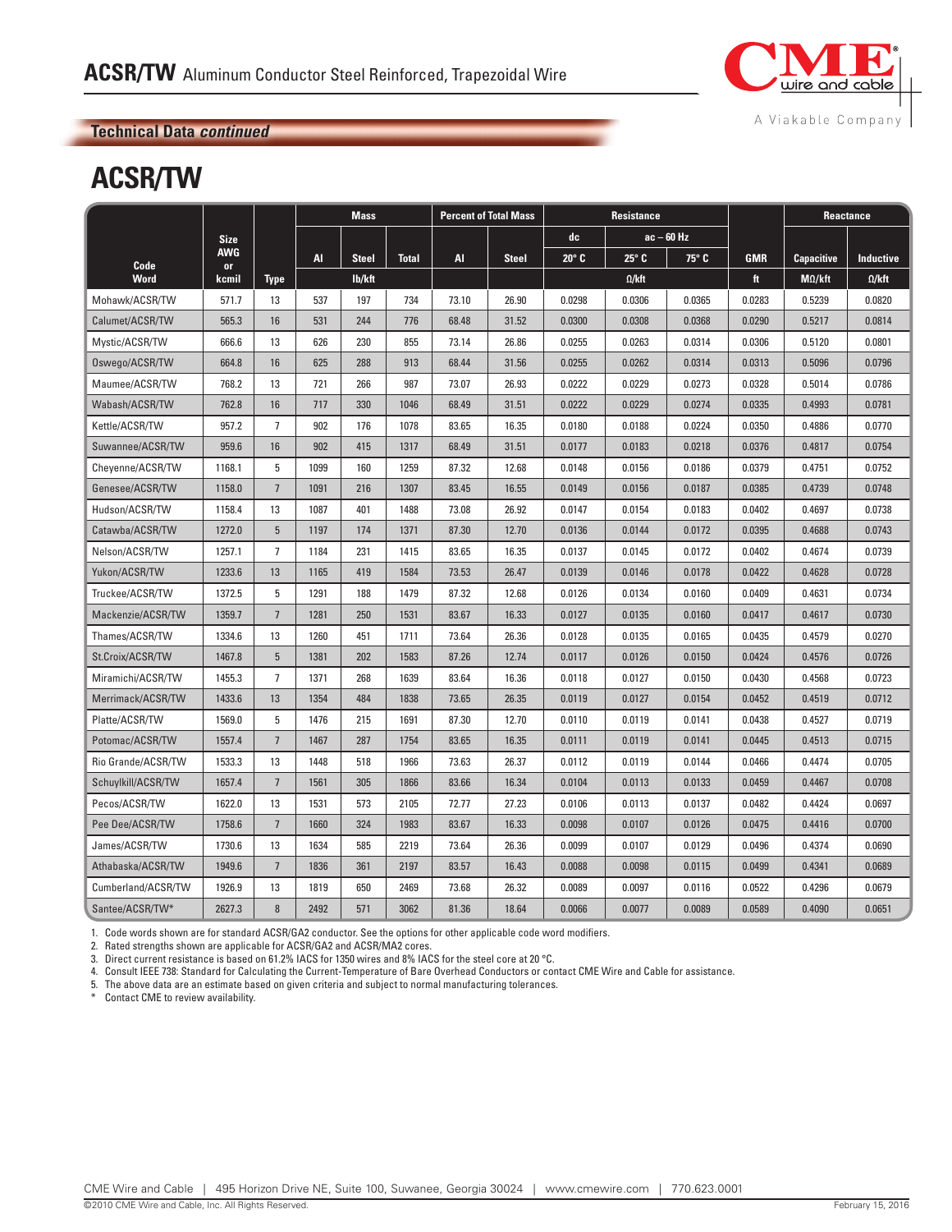# ACSR/TW Aluminum Conductor Steel Reinforced, Trapezoidal Wire

## Technical Data *continued*

## ACSR/TW

| Code Word | Size AWG or kcmil | Type | Mass | | | Percent of Total Mass | | Resistance | | | GMR | Reactance | |
|---|---|---|---|---|---|---|---|---|---|---|---|---|---|
| | | | | | | | | dc | ac – 60 Hz | | | | |
| | | | Al | Steel | Total | Al | Steel | 20° C | 25° C | 75° C | GMR | Capacitive | Inductive |
| | | | lb/kft | | | | | Ω/kft | | | ft | MΩ/kft | Ω/kft |
| Mohawk/ACSR/TW | 571.7 | 13 | 537 | 197 | 734 | 73.10 | 26.90 | 0.0298 | 0.0306 | 0.0365 | 0.0283 | 0.5239 | 0.0820 |
| Calumet/ACSR/TW | 565.3 | 16 | 531 | 244 | 776 | 68.48 | 31.52 | 0.0300 | 0.0308 | 0.0368 | 0.0290 | 0.5217 | 0.0814 |
| Mystic/ACSR/TW | 666.6 | 13 | 626 | 230 | 855 | 73.14 | 26.86 | 0.0255 | 0.0263 | 0.0314 | 0.0306 | 0.5120 | 0.0801 |
| Oswego/ACSR/TW | 664.8 | 16 | 625 | 288 | 913 | 68.44 | 31.56 | 0.0255 | 0.0262 | 0.0314 | 0.0313 | 0.5096 | 0.0796 |
| Maumee/ACSR/TW | 768.2 | 13 | 721 | 266 | 987 | 73.07 | 26.93 | 0.0222 | 0.0229 | 0.0273 | 0.0328 | 0.5014 | 0.0786 |
| Wabash/ACSR/TW | 762.8 | 16 | 717 | 330 | 1046 | 68.49 | 31.51 | 0.0222 | 0.0229 | 0.0274 | 0.0335 | 0.4993 | 0.0781 |
| Kettle/ACSR/TW | 957.2 | 7 | 902 | 176 | 1078 | 83.65 | 16.35 | 0.0180 | 0.0188 | 0.0224 | 0.0350 | 0.4886 | 0.0770 |
| Suwannee/ACSR/TW | 959.6 | 16 | 902 | 415 | 1317 | 68.49 | 31.51 | 0.0177 | 0.0183 | 0.0218 | 0.0376 | 0.4817 | 0.0754 |
| Cheyenne/ACSR/TW | 1168.1 | 5 | 1099 | 160 | 1259 | 87.32 | 12.68 | 0.0148 | 0.0156 | 0.0186 | 0.0379 | 0.4751 | 0.0752 |
| Genesee/ACSR/TW | 1158.0 | 7 | 1091 | 216 | 1307 | 83.45 | 16.55 | 0.0149 | 0.0156 | 0.0187 | 0.0385 | 0.4739 | 0.0748 |
| Hudson/ACSR/TW | 1158.4 | 13 | 1087 | 401 | 1488 | 73.08 | 26.92 | 0.0147 | 0.0154 | 0.0183 | 0.0402 | 0.4697 | 0.0738 |
| Catawba/ACSR/TW | 1272.0 | 5 | 1197 | 174 | 1371 | 87.30 | 12.70 | 0.0136 | 0.0144 | 0.0172 | 0.0395 | 0.4688 | 0.0743 |
| Nelson/ACSR/TW | 1257.1 | 7 | 1184 | 231 | 1415 | 83.65 | 16.35 | 0.0137 | 0.0145 | 0.0172 | 0.0402 | 0.4674 | 0.0739 |
| Yukon/ACSR/TW | 1233.6 | 13 | 1165 | 419 | 1584 | 73.53 | 26.47 | 0.0139 | 0.0146 | 0.0178 | 0.0422 | 0.4628 | 0.0728 |
| Truckee/ACSR/TW | 1372.5 | 5 | 1291 | 188 | 1479 | 87.32 | 12.68 | 0.0126 | 0.0134 | 0.0160 | 0.0409 | 0.4631 | 0.0734 |
| Mackenzie/ACSR/TW | 1359.7 | 7 | 1281 | 250 | 1531 | 83.67 | 16.33 | 0.0127 | 0.0135 | 0.0160 | 0.0417 | 0.4617 | 0.0730 |
| Thames/ACSR/TW | 1334.6 | 13 | 1260 | 451 | 1711 | 73.64 | 26.36 | 0.0128 | 0.0135 | 0.0165 | 0.0435 | 0.4579 | 0.0270 |
| St.Croix/ACSR/TW | 1467.8 | 5 | 1381 | 202 | 1583 | 87.26 | 12.74 | 0.0117 | 0.0126 | 0.0150 | 0.0424 | 0.4576 | 0.0726 |
| Miramichi/ACSR/TW | 1455.3 | 7 | 1371 | 268 | 1639 | 83.64 | 16.36 | 0.0118 | 0.0127 | 0.0150 | 0.0430 | 0.4568 | 0.0723 |
| Merrimack/ACSR/TW | 1433.6 | 13 | 1354 | 484 | 1838 | 73.65 | 26.35 | 0.0119 | 0.0127 | 0.0154 | 0.0452 | 0.4519 | 0.0712 |
| Platte/ACSR/TW | 1569.0 | 5 | 1476 | 215 | 1691 | 87.30 | 12.70 | 0.0110 | 0.0119 | 0.0141 | 0.0438 | 0.4527 | 0.0719 |
| Potomac/ACSR/TW | 1557.4 | 7 | 1467 | 287 | 1754 | 83.65 | 16.35 | 0.0111 | 0.0119 | 0.0141 | 0.0445 | 0.4513 | 0.0715 |
| Rio Grande/ACSR/TW | 1533.3 | 13 | 1448 | 518 | 1966 | 73.63 | 26.37 | 0.0112 | 0.0119 | 0.0144 | 0.0466 | 0.4474 | 0.0705 |
| Schuylkill/ACSR/TW | 1657.4 | 7 | 1561 | 305 | 1866 | 83.66 | 16.34 | 0.0104 | 0.0113 | 0.0133 | 0.0459 | 0.4467 | 0.0708 |
| Pecos/ACSR/TW | 1622.0 | 13 | 1531 | 573 | 2105 | 72.77 | 27.23 | 0.0106 | 0.0113 | 0.0137 | 0.0482 | 0.4424 | 0.0697 |
| Pee Dee/ACSR/TW | 1758.6 | 7 | 1660 | 324 | 1983 | 83.67 | 16.33 | 0.0098 | 0.0107 | 0.0126 | 0.0475 | 0.4416 | 0.0700 |
| James/ACSR/TW | 1730.6 | 13 | 1634 | 585 | 2219 | 73.64 | 26.36 | 0.0099 | 0.0107 | 0.0129 | 0.0496 | 0.4374 | 0.0690 |
| Athabaska/ACSR/TW | 1949.6 | 7 | 1836 | 361 | 2197 | 83.57 | 16.43 | 0.0088 | 0.0098 | 0.0115 | 0.0499 | 0.4341 | 0.0689 |
| Cumberland/ACSR/TW | 1926.9 | 13 | 1819 | 650 | 2469 | 73.68 | 26.32 | 0.0089 | 0.0097 | 0.0116 | 0.0522 | 0.4296 | 0.0679 |
| Santee/ACSR/TW* | 2627.3 | 8 | 2492 | 571 | 3062 | 81.36 | 18.64 | 0.0066 | 0.0077 | 0.0089 | 0.0589 | 0.4090 | 0.0651 |

1. Code words shown are for standard ACSR/GA2 conductor. See the options for other applicable code word modifiers.
2. Rated strengths shown are applicable for ACSR/GA2 and ACSR/MA2 cores.
3. Direct current resistance is based on 61.2% IACS for 1350 wires and 8% IACS for the steel core at 20 °C.
4. Consult IEEE 738: Standard for Calculating the Current-Temperature of Bare Overhead Conductors or contact CME Wire and Cable for assistance.
5. The above data are an estimate based on given criteria and subject to normal manufacturing tolerances.

\* Contact CME to review availability.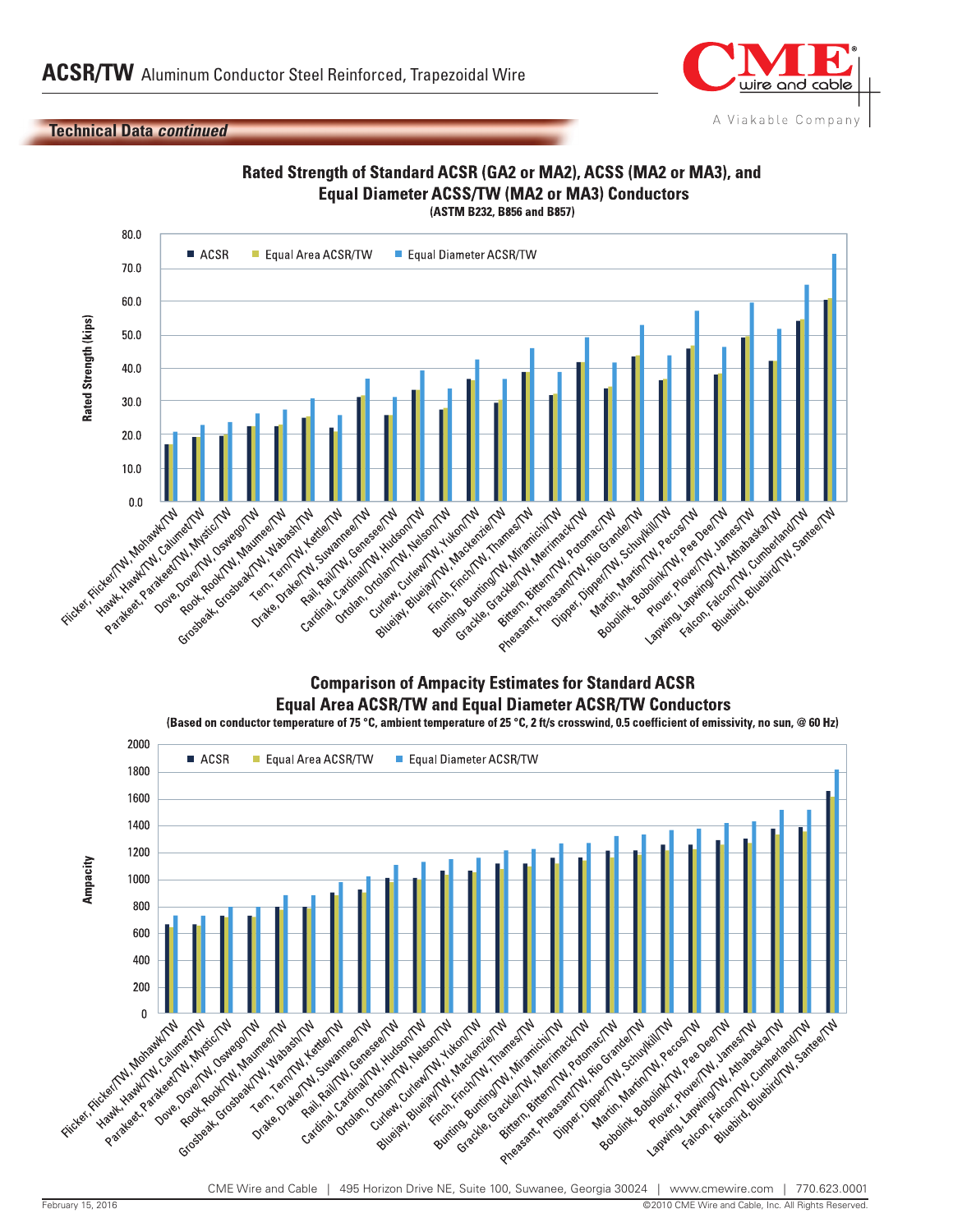## Technical Data *continued*

### Rated Strength of Standard ACSR (GA2 or MA2), ACSS (MA2 or MA3), and Equal Diameter ACSS/TW (MA2 or MA3) Conductors

(ASTM B232, B856 and B857)

Rated Strength (kips)

80.0
70.0
60.0
50.0
40.0
30.0
20.0
10.0
0.0

ACSR
Equal Area ACSR/TW
Equal Diameter ACSR/TW

Flicker, Flicker/TW, Mohawk/TW
Hawk, Hawk/TW, Calumet/TW
Parakeet, Parakeet/TW, Mystic/TW
Dove, Dove/TW, Oswego/TW
Rook, Rook/TW, Maumee/TW
Grosbeak, Grosbeak/TW, Wabash/TW
Tern, Tern/TW, Kettle/TW
Drake, Drake/TW, Suwannee/TW
Rail, Rail/TW, Genesee/TW
Cardinal, Cardinal/TW, Hudson/TW
Ortolan, Ortolan/TW, Nelson/TW
Curlew, Curlew/TW, Yukon/TW
Bluejay, Bluejay/TW, Mackenzie/TW
Finch, Finch/TW, Thames/TW
Bunting, Bunting/TW, Miramichi/TW
Grackle, Grackle/TW, Merrimack/TW
Bittern, Bittern/TW, Potomac/TW
Pheasant, Pheasant/TW, Rio Grande/TW
Dipper, Dipper/TW, Schuylkill/TW
Martin, Martin/TW, Pecos/TW
Bobolink, Bobolink/TW, Pee Dee/TW
Plover, Plover/TW, James/TW
Lapwing, Lapwing/TW, Athabaska/TW
Falcon, Falcon/TW, Cumberland/TW
Bluebird, Bluebird/TW, Santee/TW

### Comparison of Ampacity Estimates for Standard ACSR Equal Area ACSR/TW and Equal Diameter ACSR/TW Conductors

(Based on conductor temperature of 75 °C, ambient temperature of 25 °C, 2 ft/s crosswind, 0.5 coefficient of emissivity, no sun, @ 60 Hz)

Ampacity

2000
1800
1600
1400
1200
1000
800
600
400
200
0

ACSR
Equal Area ACSR/TW
Equal Diameter ACSR/TW

Flicker, Flicker/TW, Mohawk/TW
Hawk, Hawk/TW, Calumet/TW
Parakeet, Parakeet/TW, Mystic/TW
Dove, Dove/TW, Oswego/TW
Rook, Rook/TW, Maumee/TW
Grosbeak, Grosbeak/TW, Wabash/TW
Tern, Tern/TW, Kettle/TW
Drake, Drake/TW, Suwannee/TW
Rail, Rail/TW, Genesee/TW
Cardinal, Cardinal/TW, Hudson/TW
Ortolan, Ortolan/TW, Nelson/TW
Curlew, Curlew/TW, Yukon/TW
Bluejay, Bluejay/TW, Mackenzie/TW
Finch, Finch/TW, Thames/TW
Bunting, Bunting/TW, Miramichi/TW
Grackle, Grackle/TW, Merrimack/TW
Bittern, Bittern/TW, Potomac/TW
Pheasant, Pheasant/TW, Rio Grande/TW
Dipper, Dipper/TW, Schuylkill/TW
Martin, Martin/TW, Pecos/TW
Bobolink, Bobolink/TW, Pee Dee/TW
Plover, Plover/TW, James/TW
Lapwing, Lapwing/TW, Athabaska/TW
Falcon, Falcon/TW, Cumberland/TW
Bluebird, Bluebird/TW, Santee/TW